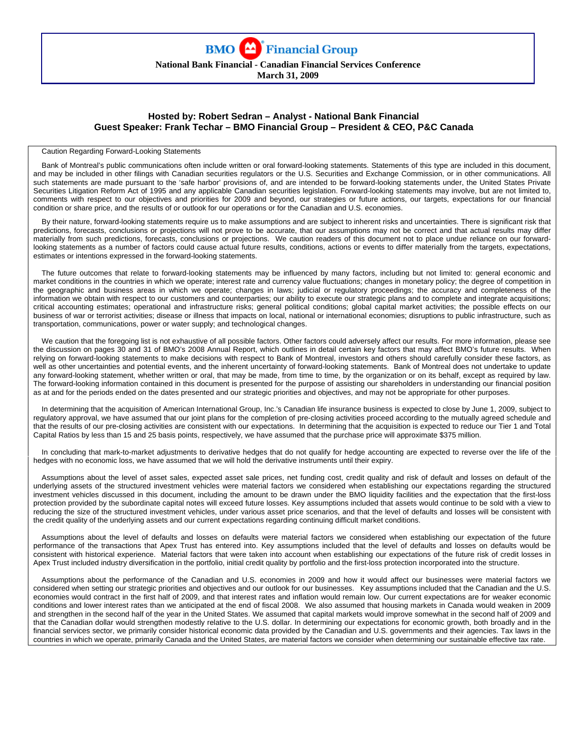# BMO Financial Group

**National Bank Financial - Canadian Financial Services Conference**

**March 31, 2009**

## Hosted by: Robert Sedran – Analyst - National Bank Financial
## Guest Speaker: Frank Techar – BMO Financial Group – President & CEO, P&C Canada

Caution Regarding Forward-Looking Statements

Bank of Montreal's public communications often include written or oral forward-looking statements. Statements of this type are included in this document, and may be included in other filings with Canadian securities regulators or the U.S. Securities and Exchange Commission, or in other communications. All such statements are made pursuant to the 'safe harbor' provisions of, and are intended to be forward-looking statements under, the United States Private Securities Litigation Reform Act of 1995 and any applicable Canadian securities legislation. Forward-looking statements may involve, but are not limited to, comments with respect to our objectives and priorities for 2009 and beyond, our strategies or future actions, our targets, expectations for our financial condition or share price, and the results of or outlook for our operations or for the Canadian and U.S. economies.

By their nature, forward-looking statements require us to make assumptions and are subject to inherent risks and uncertainties. There is significant risk that predictions, forecasts, conclusions or projections will not prove to be accurate, that our assumptions may not be correct and that actual results may differ materially from such predictions, forecasts, conclusions or projections. We caution readers of this document not to place undue reliance on our forward-looking statements as a number of factors could cause actual future results, conditions, actions or events to differ materially from the targets, expectations, estimates or intentions expressed in the forward-looking statements.

The future outcomes that relate to forward-looking statements may be influenced by many factors, including but not limited to: general economic and market conditions in the countries in which we operate; interest rate and currency value fluctuations; changes in monetary policy; the degree of competition in the geographic and business areas in which we operate; changes in laws; judicial or regulatory proceedings; the accuracy and completeness of the information we obtain with respect to our customers and counterparties; our ability to execute our strategic plans and to complete and integrate acquisitions; critical accounting estimates; operational and infrastructure risks; general political conditions; global capital market activities; the possible effects on our business of war or terrorist activities; disease or illness that impacts on local, national or international economies; disruptions to public infrastructure, such as transportation, communications, power or water supply; and technological changes.

We caution that the foregoing list is not exhaustive of all possible factors. Other factors could adversely affect our results. For more information, please see the discussion on pages 30 and 31 of BMO's 2008 Annual Report, which outlines in detail certain key factors that may affect BMO's future results. When relying on forward-looking statements to make decisions with respect to Bank of Montreal, investors and others should carefully consider these factors, as well as other uncertainties and potential events, and the inherent uncertainty of forward-looking statements. Bank of Montreal does not undertake to update any forward-looking statement, whether written or oral, that may be made, from time to time, by the organization or on its behalf, except as required by law. The forward-looking information contained in this document is presented for the purpose of assisting our shareholders in understanding our financial position as at and for the periods ended on the dates presented and our strategic priorities and objectives, and may not be appropriate for other purposes.

In determining that the acquisition of American International Group, Inc.'s Canadian life insurance business is expected to close by June 1, 2009, subject to regulatory approval, we have assumed that our joint plans for the completion of pre-closing activities proceed according to the mutually agreed schedule and that the results of our pre-closing activities are consistent with our expectations. In determining that the acquisition is expected to reduce our Tier 1 and Total Capital Ratios by less than 15 and 25 basis points, respectively, we have assumed that the purchase price will approximate $375 million.

In concluding that mark-to-market adjustments to derivative hedges that do not qualify for hedge accounting are expected to reverse over the life of the hedges with no economic loss, we have assumed that we will hold the derivative instruments until their expiry.

Assumptions about the level of asset sales, expected asset sale prices, net funding cost, credit quality and risk of default and losses on default of the underlying assets of the structured investment vehicles were material factors we considered when establishing our expectations regarding the structured investment vehicles discussed in this document, including the amount to be drawn under the BMO liquidity facilities and the expectation that the first-loss protection provided by the subordinate capital notes will exceed future losses. Key assumptions included that assets would continue to be sold with a view to reducing the size of the structured investment vehicles, under various asset price scenarios, and that the level of defaults and losses will be consistent with the credit quality of the underlying assets and our current expectations regarding continuing difficult market conditions.

Assumptions about the level of defaults and losses on defaults were material factors we considered when establishing our expectation of the future performance of the transactions that Apex Trust has entered into. Key assumptions included that the level of defaults and losses on defaults would be consistent with historical experience. Material factors that were taken into account when establishing our expectations of the future risk of credit losses in Apex Trust included industry diversification in the portfolio, initial credit quality by portfolio and the first-loss protection incorporated into the structure.

Assumptions about the performance of the Canadian and U.S. economies in 2009 and how it would affect our businesses were material factors we considered when setting our strategic priorities and objectives and our outlook for our businesses. Key assumptions included that the Canadian and the U.S. economies would contract in the first half of 2009, and that interest rates and inflation would remain low. Our current expectations are for weaker economic conditions and lower interest rates than we anticipated at the end of fiscal 2008. We also assumed that housing markets in Canada would weaken in 2009 and strengthen in the second half of the year in the United States. We assumed that capital markets would improve somewhat in the second half of 2009 and that the Canadian dollar would strengthen modestly relative to the U.S. dollar. In determining our expectations for economic growth, both broadly and in the financial services sector, we primarily consider historical economic data provided by the Canadian and U.S. governments and their agencies. Tax laws in the countries in which we operate, primarily Canada and the United States, are material factors we consider when determining our sustainable effective tax rate.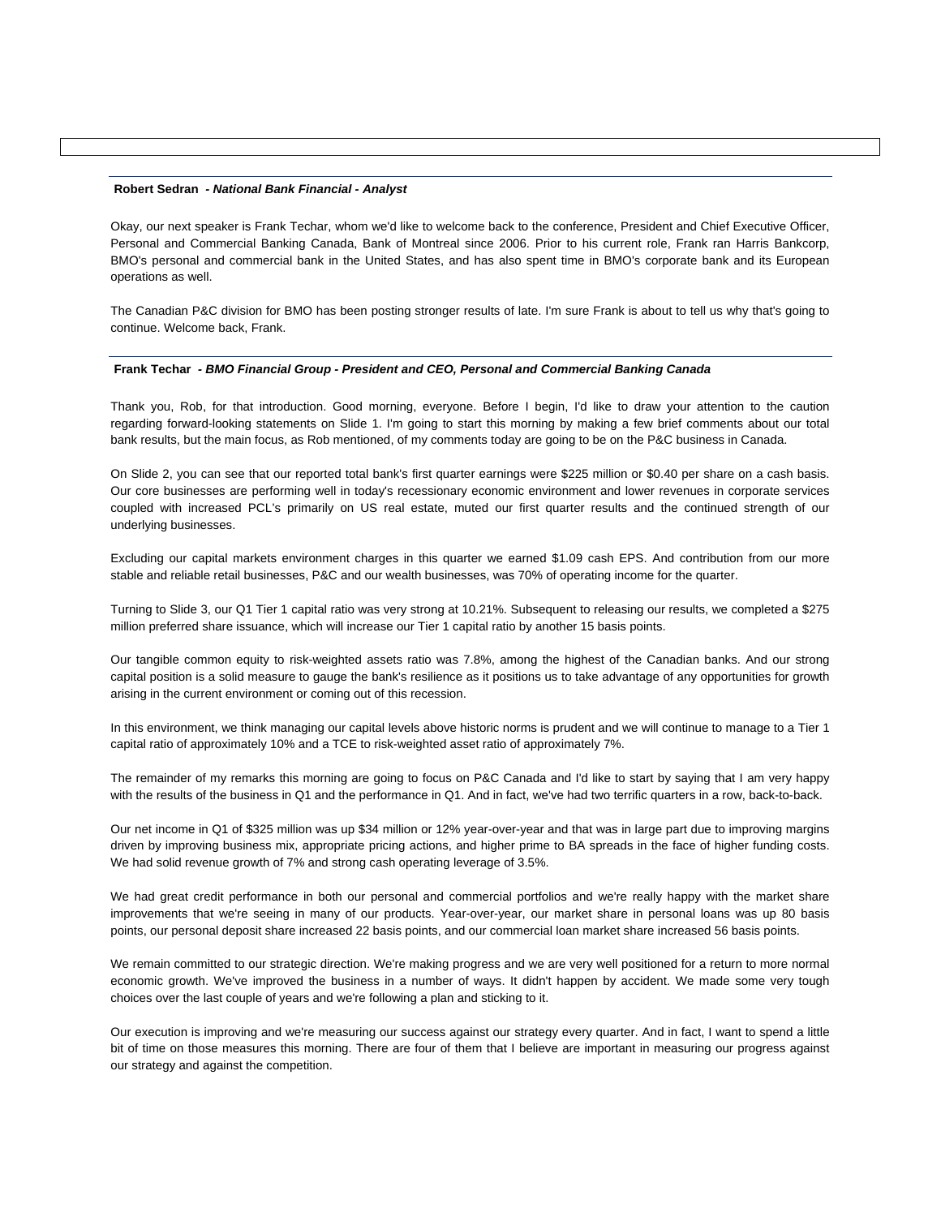**Robert Sedran** *- National Bank Financial - Analyst*

Okay, our next speaker is Frank Techar, whom we'd like to welcome back to the conference, President and Chief Executive Officer, Personal and Commercial Banking Canada, Bank of Montreal since 2006. Prior to his current role, Frank ran Harris Bankcorp, BMO's personal and commercial bank in the United States, and has also spent time in BMO's corporate bank and its European operations as well.

The Canadian P&C division for BMO has been posting stronger results of late. I'm sure Frank is about to tell us why that's going to continue. Welcome back, Frank.

**Frank Techar** *- BMO Financial Group - President and CEO, Personal and Commercial Banking Canada*

Thank you, Rob, for that introduction. Good morning, everyone. Before I begin, I'd like to draw your attention to the caution regarding forward-looking statements on Slide 1. I'm going to start this morning by making a few brief comments about our total bank results, but the main focus, as Rob mentioned, of my comments today are going to be on the P&C business in Canada.

On Slide 2, you can see that our reported total bank's first quarter earnings were $225 million or $0.40 per share on a cash basis. Our core businesses are performing well in today's recessionary economic environment and lower revenues in corporate services coupled with increased PCL's primarily on US real estate, muted our first quarter results and the continued strength of our underlying businesses.

Excluding our capital markets environment charges in this quarter we earned $1.09 cash EPS. And contribution from our more stable and reliable retail businesses, P&C and our wealth businesses, was 70% of operating income for the quarter.

Turning to Slide 3, our Q1 Tier 1 capital ratio was very strong at 10.21%. Subsequent to releasing our results, we completed a $275 million preferred share issuance, which will increase our Tier 1 capital ratio by another 15 basis points.

Our tangible common equity to risk-weighted assets ratio was 7.8%, among the highest of the Canadian banks. And our strong capital position is a solid measure to gauge the bank's resilience as it positions us to take advantage of any opportunities for growth arising in the current environment or coming out of this recession.

In this environment, we think managing our capital levels above historic norms is prudent and we will continue to manage to a Tier 1 capital ratio of approximately 10% and a TCE to risk-weighted asset ratio of approximately 7%.

The remainder of my remarks this morning are going to focus on P&C Canada and I'd like to start by saying that I am very happy with the results of the business in Q1 and the performance in Q1. And in fact, we've had two terrific quarters in a row, back-to-back.

Our net income in Q1 of $325 million was up $34 million or 12% year-over-year and that was in large part due to improving margins driven by improving business mix, appropriate pricing actions, and higher prime to BA spreads in the face of higher funding costs. We had solid revenue growth of 7% and strong cash operating leverage of 3.5%.

We had great credit performance in both our personal and commercial portfolios and we're really happy with the market share improvements that we're seeing in many of our products. Year-over-year, our market share in personal loans was up 80 basis points, our personal deposit share increased 22 basis points, and our commercial loan market share increased 56 basis points.

We remain committed to our strategic direction. We're making progress and we are very well positioned for a return to more normal economic growth. We've improved the business in a number of ways. It didn't happen by accident. We made some very tough choices over the last couple of years and we're following a plan and sticking to it.

Our execution is improving and we're measuring our success against our strategy every quarter. And in fact, I want to spend a little bit of time on those measures this morning. There are four of them that I believe are important in measuring our progress against our strategy and against the competition.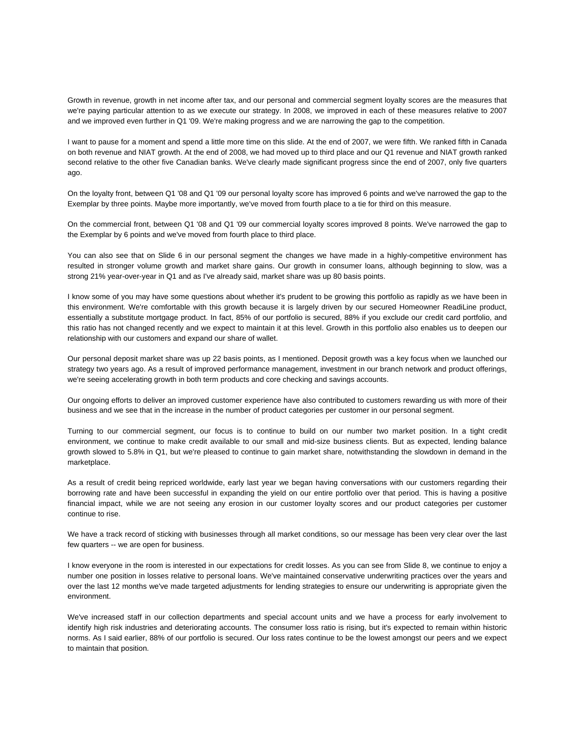Growth in revenue, growth in net income after tax, and our personal and commercial segment loyalty scores are the measures that we're paying particular attention to as we execute our strategy. In 2008, we improved in each of these measures relative to 2007 and we improved even further in Q1 '09. We're making progress and we are narrowing the gap to the competition.

I want to pause for a moment and spend a little more time on this slide. At the end of 2007, we were fifth. We ranked fifth in Canada on both revenue and NIAT growth. At the end of 2008, we had moved up to third place and our Q1 revenue and NIAT growth ranked second relative to the other five Canadian banks. We've clearly made significant progress since the end of 2007, only five quarters ago.

On the loyalty front, between Q1 '08 and Q1 '09 our personal loyalty score has improved 6 points and we've narrowed the gap to the Exemplar by three points. Maybe more importantly, we've moved from fourth place to a tie for third on this measure.

On the commercial front, between Q1 '08 and Q1 '09 our commercial loyalty scores improved 8 points. We've narrowed the gap to the Exemplar by 6 points and we've moved from fourth place to third place.

You can also see that on Slide 6 in our personal segment the changes we have made in a highly-competitive environment has resulted in stronger volume growth and market share gains. Our growth in consumer loans, although beginning to slow, was a strong 21% year-over-year in Q1 and as I've already said, market share was up 80 basis points.

I know some of you may have some questions about whether it's prudent to be growing this portfolio as rapidly as we have been in this environment. We're comfortable with this growth because it is largely driven by our secured Homeowner ReadiLine product, essentially a substitute mortgage product. In fact, 85% of our portfolio is secured, 88% if you exclude our credit card portfolio, and this ratio has not changed recently and we expect to maintain it at this level. Growth in this portfolio also enables us to deepen our relationship with our customers and expand our share of wallet.

Our personal deposit market share was up 22 basis points, as I mentioned. Deposit growth was a key focus when we launched our strategy two years ago. As a result of improved performance management, investment in our branch network and product offerings, we're seeing accelerating growth in both term products and core checking and savings accounts.

Our ongoing efforts to deliver an improved customer experience have also contributed to customers rewarding us with more of their business and we see that in the increase in the number of product categories per customer in our personal segment.

Turning to our commercial segment, our focus is to continue to build on our number two market position. In a tight credit environment, we continue to make credit available to our small and mid-size business clients. But as expected, lending balance growth slowed to 5.8% in Q1, but we're pleased to continue to gain market share, notwithstanding the slowdown in demand in the marketplace.

As a result of credit being repriced worldwide, early last year we began having conversations with our customers regarding their borrowing rate and have been successful in expanding the yield on our entire portfolio over that period. This is having a positive financial impact, while we are not seeing any erosion in our customer loyalty scores and our product categories per customer continue to rise.

We have a track record of sticking with businesses through all market conditions, so our message has been very clear over the last few quarters -- we are open for business.

I know everyone in the room is interested in our expectations for credit losses. As you can see from Slide 8, we continue to enjoy a number one position in losses relative to personal loans. We've maintained conservative underwriting practices over the years and over the last 12 months we've made targeted adjustments for lending strategies to ensure our underwriting is appropriate given the environment.

We've increased staff in our collection departments and special account units and we have a process for early involvement to identify high risk industries and deteriorating accounts. The consumer loss ratio is rising, but it's expected to remain within historic norms. As I said earlier, 88% of our portfolio is secured. Our loss rates continue to be the lowest amongst our peers and we expect to maintain that position.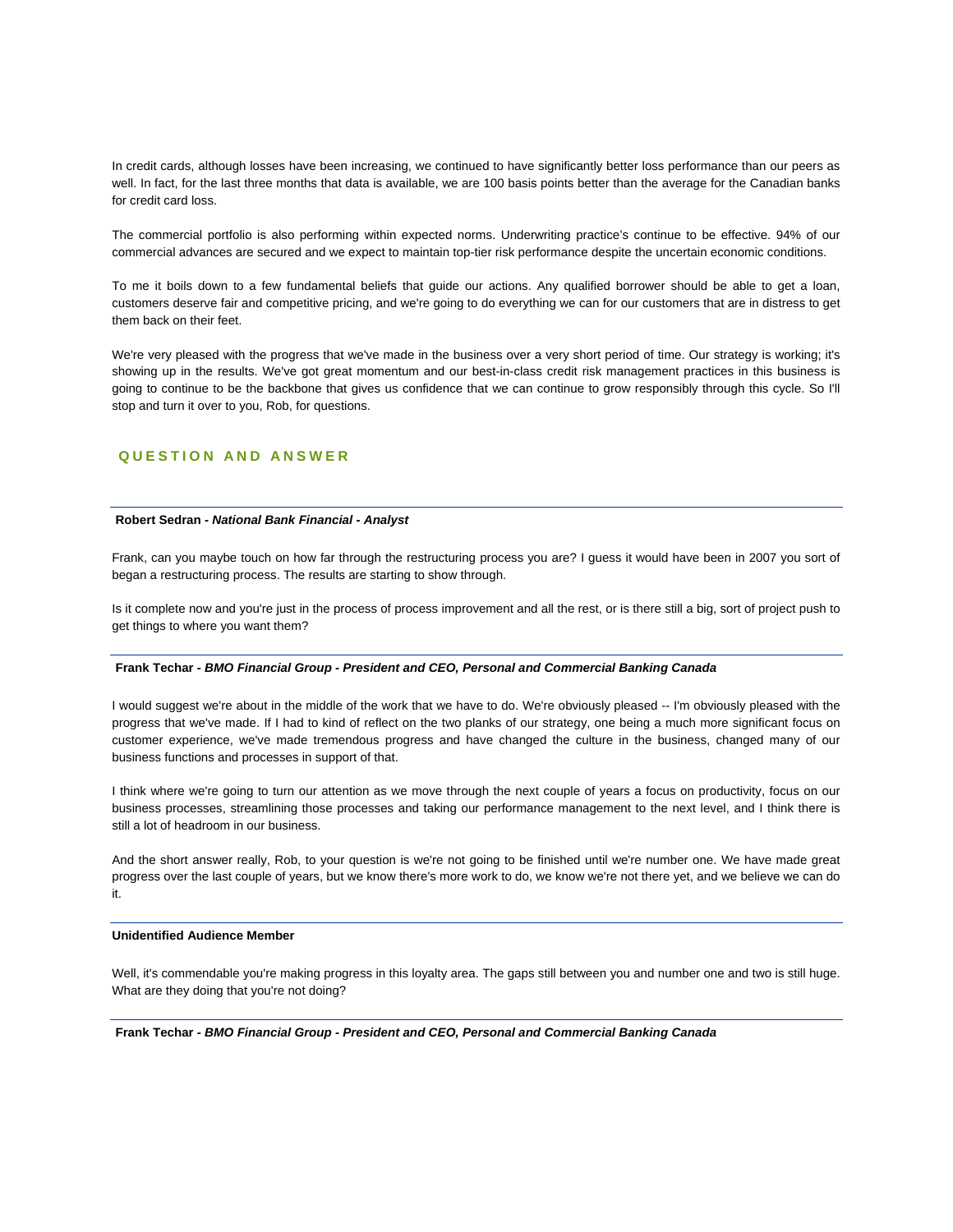In credit cards, although losses have been increasing, we continued to have significantly better loss performance than our peers as well. In fact, for the last three months that data is available, we are 100 basis points better than the average for the Canadian banks for credit card loss.

The commercial portfolio is also performing within expected norms. Underwriting practice's continue to be effective. 94% of our commercial advances are secured and we expect to maintain top-tier risk performance despite the uncertain economic conditions.

To me it boils down to a few fundamental beliefs that guide our actions. Any qualified borrower should be able to get a loan, customers deserve fair and competitive pricing, and we're going to do everything we can for our customers that are in distress to get them back on their feet.

We're very pleased with the progress that we've made in the business over a very short period of time. Our strategy is working; it's showing up in the results. We've got great momentum and our best-in-class credit risk management practices in this business is going to continue to be the backbone that gives us confidence that we can continue to grow responsibly through this cycle. So I'll stop and turn it over to you, Rob, for questions.

## QUESTION AND ANSWER

---

**Robert Sedran** - ***National Bank Financial - Analyst***

Frank, can you maybe touch on how far through the restructuring process you are? I guess it would have been in 2007 you sort of began a restructuring process. The results are starting to show through.

Is it complete now and you're just in the process of process improvement and all the rest, or is there still a big, sort of project push to get things to where you want them?

---

**Frank Techar** - ***BMO Financial Group - President and CEO, Personal and Commercial Banking Canada***

I would suggest we're about in the middle of the work that we have to do. We're obviously pleased -- I'm obviously pleased with the progress that we've made. If I had to kind of reflect on the two planks of our strategy, one being a much more significant focus on customer experience, we've made tremendous progress and have changed the culture in the business, changed many of our business functions and processes in support of that.

I think where we're going to turn our attention as we move through the next couple of years a focus on productivity, focus on our business processes, streamlining those processes and taking our performance management to the next level, and I think there is still a lot of headroom in our business.

And the short answer really, Rob, to your question is we're not going to be finished until we're number one. We have made great progress over the last couple of years, but we know there's more work to do, we know we're not there yet, and we believe we can do it.

---

**Unidentified Audience Member**

Well, it's commendable you're making progress in this loyalty area. The gaps still between you and number one and two is still huge. What are they doing that you're not doing?

---

**Frank Techar** - ***BMO Financial Group - President and CEO, Personal and Commercial Banking Canada***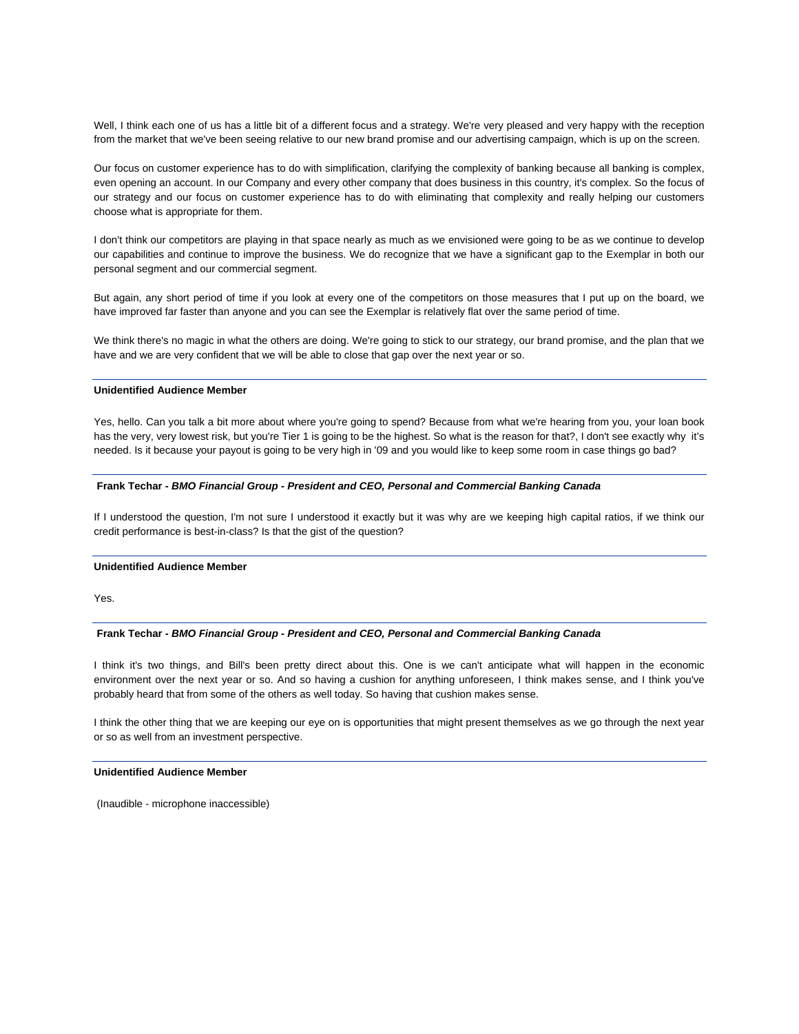Well, I think each one of us has a little bit of a different focus and a strategy. We're very pleased and very happy with the reception from the market that we've been seeing relative to our new brand promise and our advertising campaign, which is up on the screen.

Our focus on customer experience has to do with simplification, clarifying the complexity of banking because all banking is complex, even opening an account. In our Company and every other company that does business in this country, it's complex. So the focus of our strategy and our focus on customer experience has to do with eliminating that complexity and really helping our customers choose what is appropriate for them.

I don't think our competitors are playing in that space nearly as much as we envisioned were going to be as we continue to develop our capabilities and continue to improve the business. We do recognize that we have a significant gap to the Exemplar in both our personal segment and our commercial segment.

But again, any short period of time if you look at every one of the competitors on those measures that I put up on the board, we have improved far faster than anyone and you can see the Exemplar is relatively flat over the same period of time.

We think there's no magic in what the others are doing. We're going to stick to our strategy, our brand promise, and the plan that we have and we are very confident that we will be able to close that gap over the next year or so.

---

**Unidentified Audience Member**

Yes, hello. Can you talk a bit more about where you're going to spend? Because from what we're hearing from you, your loan book has the very, very lowest risk, but you're Tier 1 is going to be the highest. So what is the reason for that?, I don't see exactly why it's needed. Is it because your payout is going to be very high in '09 and you would like to keep some room in case things go bad?

---

**Frank Techar -** ***BMO Financial Group - President and CEO, Personal and Commercial Banking Canada***

If I understood the question, I'm not sure I understood it exactly but it was why are we keeping high capital ratios, if we think our credit performance is best-in-class? Is that the gist of the question?

---

**Unidentified Audience Member**

Yes.

---

**Frank Techar -** ***BMO Financial Group - President and CEO, Personal and Commercial Banking Canada***

I think it's two things, and Bill's been pretty direct about this. One is we can't anticipate what will happen in the economic environment over the next year or so. And so having a cushion for anything unforeseen, I think makes sense, and I think you've probably heard that from some of the others as well today. So having that cushion makes sense.

I think the other thing that we are keeping our eye on is opportunities that might present themselves as we go through the next year or so as well from an investment perspective.

---

**Unidentified Audience Member**

(Inaudible - microphone inaccessible)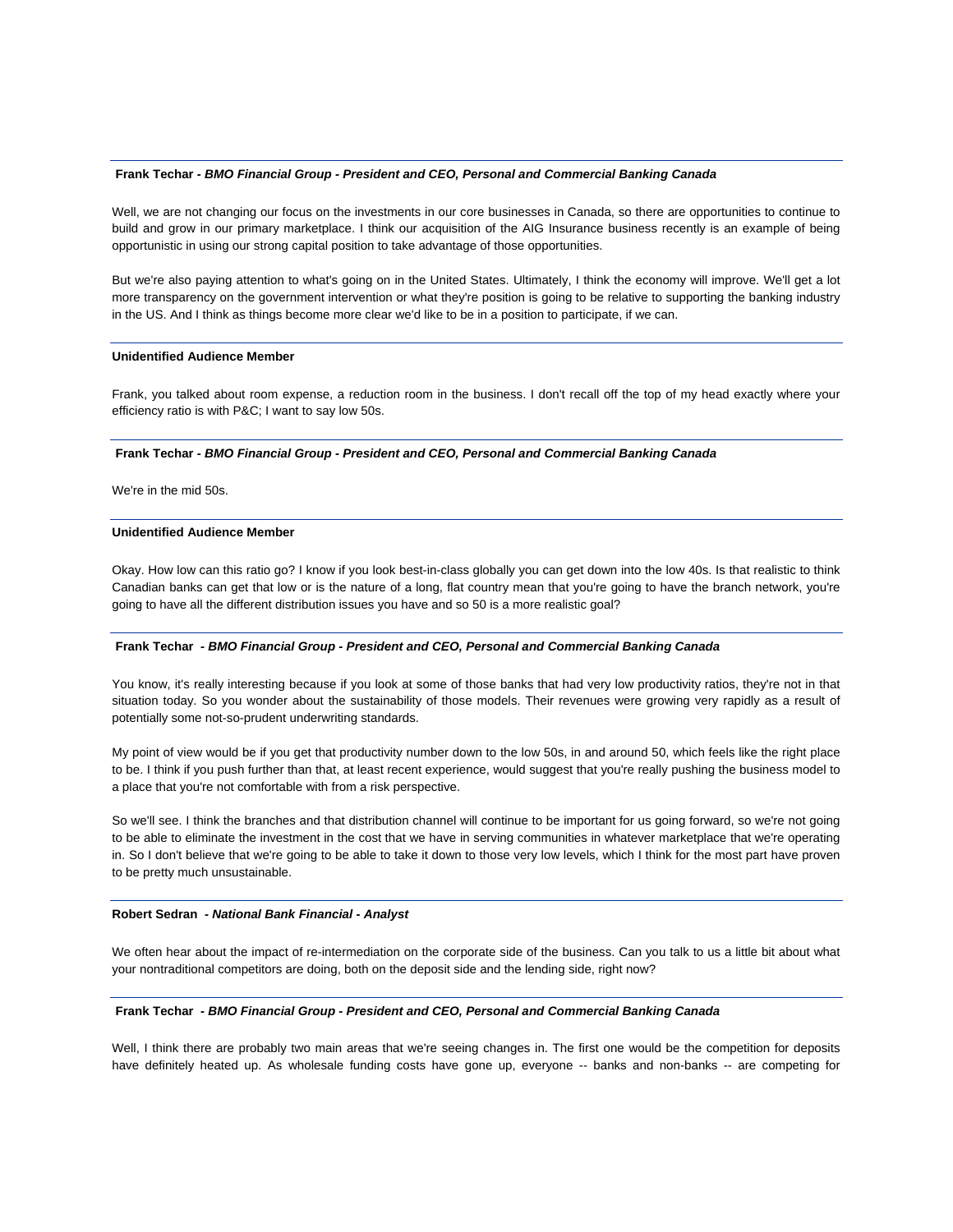**Frank Techar** - ***BMO Financial Group - President and CEO, Personal and Commercial Banking Canada***

Well, we are not changing our focus on the investments in our core businesses in Canada, so there are opportunities to continue to build and grow in our primary marketplace. I think our acquisition of the AIG Insurance business recently is an example of being opportunistic in using our strong capital position to take advantage of those opportunities.

But we're also paying attention to what's going on in the United States. Ultimately, I think the economy will improve. We'll get a lot more transparency on the government intervention or what they're position is going to be relative to supporting the banking industry in the US. And I think as things become more clear we'd like to be in a position to participate, if we can.

---

**Unidentified Audience Member**

Frank, you talked about room expense, a reduction room in the business. I don't recall off the top of my head exactly where your efficiency ratio is with P&C; I want to say low 50s.

---

**Frank Techar** - ***BMO Financial Group - President and CEO, Personal and Commercial Banking Canada***

We're in the mid 50s.

---

**Unidentified Audience Member**

Okay. How low can this ratio go? I know if you look best-in-class globally you can get down into the low 40s. Is that realistic to think Canadian banks can get that low or is the nature of a long, flat country mean that you're going to have the branch network, you're going to have all the different distribution issues you have and so 50 is a more realistic goal?

---

**Frank Techar** - ***BMO Financial Group - President and CEO, Personal and Commercial Banking Canada***

You know, it's really interesting because if you look at some of those banks that had very low productivity ratios, they're not in that situation today. So you wonder about the sustainability of those models. Their revenues were growing very rapidly as a result of potentially some not-so-prudent underwriting standards.

My point of view would be if you get that productivity number down to the low 50s, in and around 50, which feels like the right place to be. I think if you push further than that, at least recent experience, would suggest that you're really pushing the business model to a place that you're not comfortable with from a risk perspective.

So we'll see. I think the branches and that distribution channel will continue to be important for us going forward, so we're not going to be able to eliminate the investment in the cost that we have in serving communities in whatever marketplace that we're operating in. So I don't believe that we're going to be able to take it down to those very low levels, which I think for the most part have proven to be pretty much unsustainable.

---

**Robert Sedran** - ***National Bank Financial - Analyst***

We often hear about the impact of re-intermediation on the corporate side of the business. Can you talk to us a little bit about what your nontraditional competitors are doing, both on the deposit side and the lending side, right now?

---

**Frank Techar** - ***BMO Financial Group - President and CEO, Personal and Commercial Banking Canada***

Well, I think there are probably two main areas that we're seeing changes in. The first one would be the competition for deposits have definitely heated up. As wholesale funding costs have gone up, everyone -- banks and non-banks -- are competing for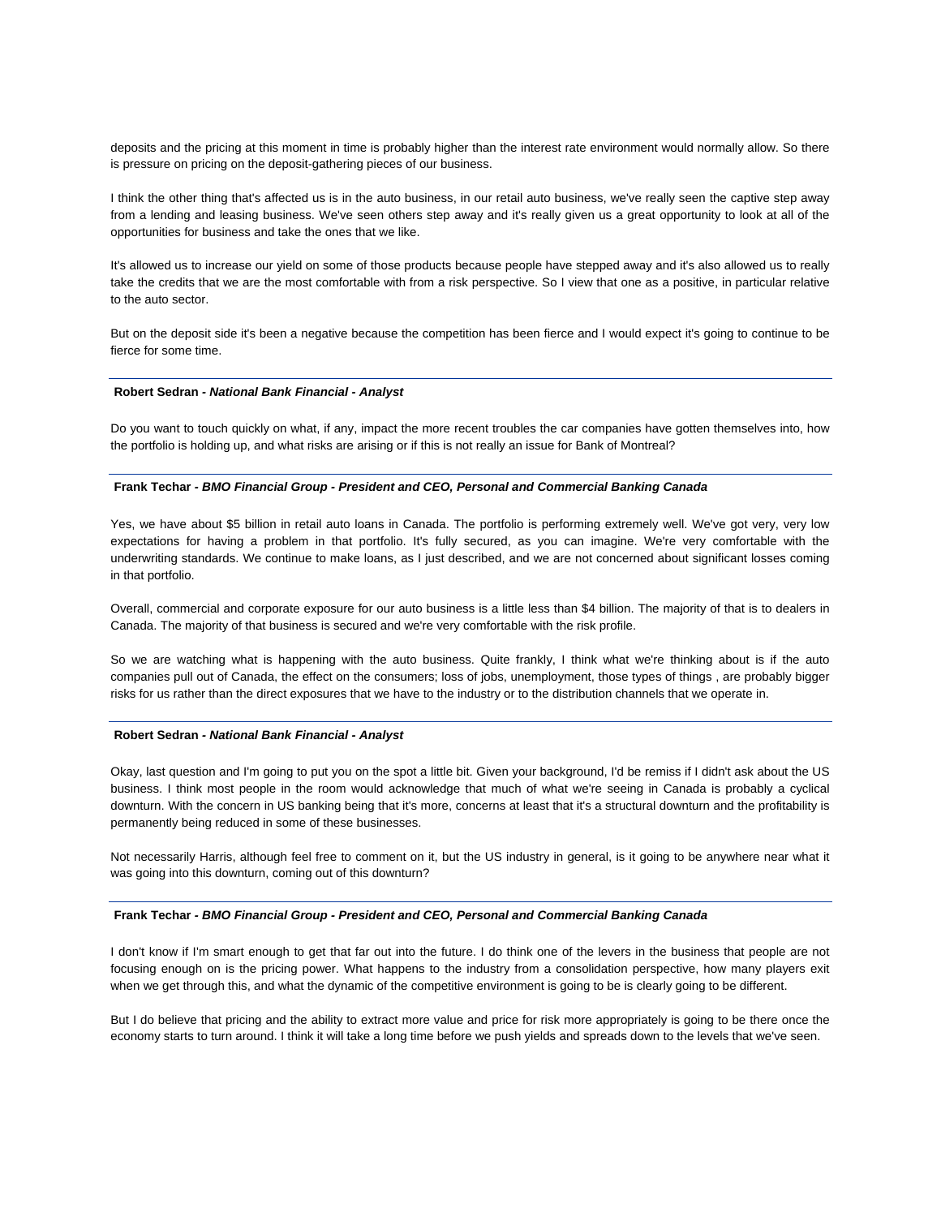deposits and the pricing at this moment in time is probably higher than the interest rate environment would normally allow. So there is pressure on pricing on the deposit-gathering pieces of our business.

I think the other thing that's affected us is in the auto business, in our retail auto business, we've really seen the captive step away from a lending and leasing business. We've seen others step away and it's really given us a great opportunity to look at all of the opportunities for business and take the ones that we like.

It's allowed us to increase our yield on some of those products because people have stepped away and it's also allowed us to really take the credits that we are the most comfortable with from a risk perspective. So I view that one as a positive, in particular relative to the auto sector.

But on the deposit side it's been a negative because the competition has been fierce and I would expect it's going to continue to be fierce for some time.

---

**Robert Sedran** - ***National Bank Financial - Analyst***

Do you want to touch quickly on what, if any, impact the more recent troubles the car companies have gotten themselves into, how the portfolio is holding up, and what risks are arising or if this is not really an issue for Bank of Montreal?

---

**Frank Techar** - ***BMO Financial Group - President and CEO, Personal and Commercial Banking Canada***

Yes, we have about $5 billion in retail auto loans in Canada. The portfolio is performing extremely well. We've got very, very low expectations for having a problem in that portfolio. It's fully secured, as you can imagine. We're very comfortable with the underwriting standards. We continue to make loans, as I just described, and we are not concerned about significant losses coming in that portfolio.

Overall, commercial and corporate exposure for our auto business is a little less than $4 billion. The majority of that is to dealers in Canada. The majority of that business is secured and we're very comfortable with the risk profile.

So we are watching what is happening with the auto business. Quite frankly, I think what we're thinking about is if the auto companies pull out of Canada, the effect on the consumers; loss of jobs, unemployment, those types of things , are probably bigger risks for us rather than the direct exposures that we have to the industry or to the distribution channels that we operate in.

---

**Robert Sedran** - ***National Bank Financial - Analyst***

Okay, last question and I'm going to put you on the spot a little bit. Given your background, I'd be remiss if I didn't ask about the US business. I think most people in the room would acknowledge that much of what we're seeing in Canada is probably a cyclical downturn. With the concern in US banking being that it's more, concerns at least that it's a structural downturn and the profitability is permanently being reduced in some of these businesses.

Not necessarily Harris, although feel free to comment on it, but the US industry in general, is it going to be anywhere near what it was going into this downturn, coming out of this downturn?

---

**Frank Techar** - ***BMO Financial Group - President and CEO, Personal and Commercial Banking Canada***

I don't know if I'm smart enough to get that far out into the future. I do think one of the levers in the business that people are not focusing enough on is the pricing power. What happens to the industry from a consolidation perspective, how many players exit when we get through this, and what the dynamic of the competitive environment is going to be is clearly going to be different.

But I do believe that pricing and the ability to extract more value and price for risk more appropriately is going to be there once the economy starts to turn around. I think it will take a long time before we push yields and spreads down to the levels that we've seen.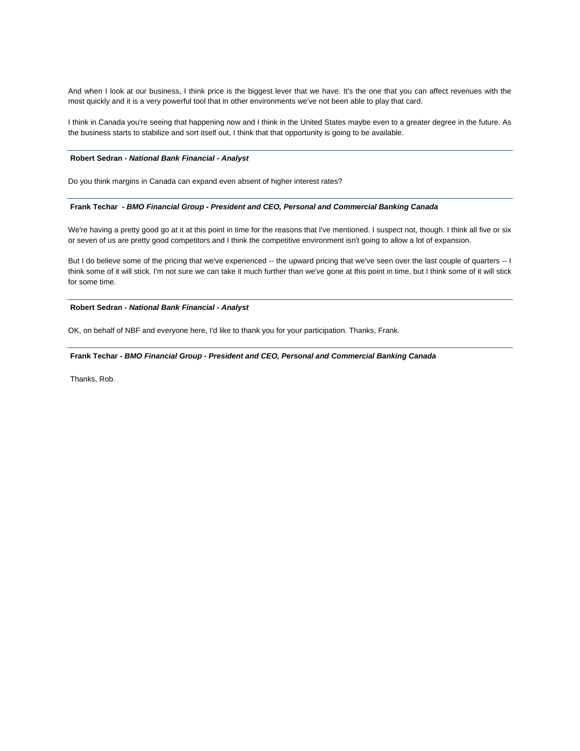And when I look at our business, I think price is the biggest lever that we have. It's the one that you can affect revenues with the most quickly and it is a very powerful tool that in other environments we've not been able to play that card.

I think in Canada you're seeing that happening now and I think in the United States maybe even to a greater degree in the future. As the business starts to stabilize and sort itself out, I think that that opportunity is going to be available.

---

**Robert Sedran -** ***National Bank Financial - Analyst***

Do you think margins in Canada can expand even absent of higher interest rates?

---

**Frank Techar -** ***BMO Financial Group - President and CEO, Personal and Commercial Banking Canada***

We're having a pretty good go at it at this point in time for the reasons that I've mentioned. I suspect not, though. I think all five or six or seven of us are pretty good competitors and I think the competitive environment isn't going to allow a lot of expansion.

But I do believe some of the pricing that we've experienced -- the upward pricing that we've seen over the last couple of quarters -- I think some of it will stick. I'm not sure we can take it much further than we've gone at this point in time, but I think some of it will stick for some time.

---

**Robert Sedran -** ***National Bank Financial - Analyst***

OK, on behalf of NBF and everyone here, I'd like to thank you for your participation. Thanks, Frank.

---

**Frank Techar -** ***BMO Financial Group - President and CEO, Personal and Commercial Banking Canada***

Thanks, Rob.